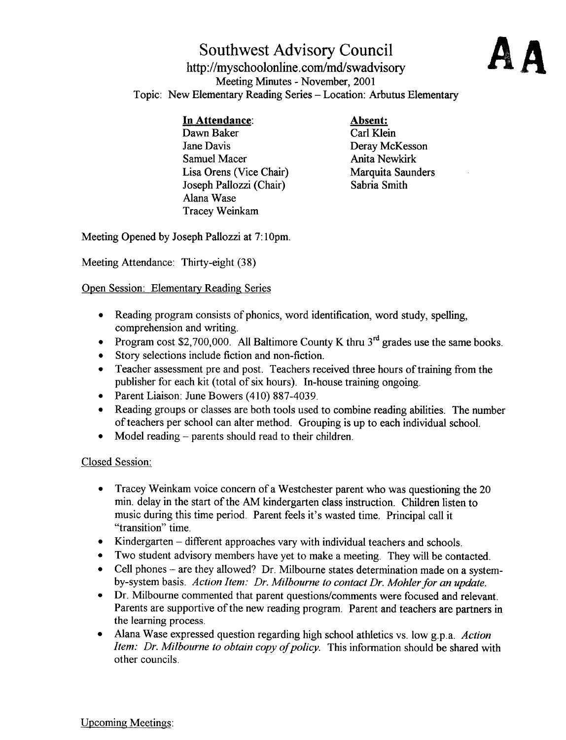# Southwest Advisory Council

**AA**

http://myschoolonline.com/md/swadvisory

Meeting Minutes - November, 2001

Topic: New Elementary Reading Series – Location: Arbutus Elementary

| <u>**In Attendance**</u>: | <u>**Absent:**</u> |
| --- | --- |
| Dawn Baker | Carl Klein |
| Jane Davis | Deray McKesson |
| Samuel Macer | Anita Newkirk |
| Lisa Orens (Vice Chair) | Marquita Saunders |
| Joseph Pallozzi (Chair) | Sabria Smith |
| Alana Wase | |
| Tracey Weinkam | |

Meeting Opened by Joseph Pallozzi at 7:10pm.

Meeting Attendance: Thirty-eight (38)

<u>Open Session: Elementary Reading Series</u>

- Reading program consists of phonics, word identification, word study, spelling, comprehension and writing.
- Program cost $2,700,000. All Baltimore County K thru 3rd grades use the same books.
- Story selections include fiction and non-fiction.
- Teacher assessment pre and post. Teachers received three hours of training from the publisher for each kit (total of six hours). In-house training ongoing.
- Parent Liaison: June Bowers (410) 887-4039.
- Reading groups or classes are both tools used to combine reading abilities. The number of teachers per school can alter method. Grouping is up to each individual school.
- Model reading – parents should read to their children.

<u>Closed Session:</u>

- Tracey Weinkam voice concern of a Westchester parent who was questioning the 20 min. delay in the start of the AM kindergarten class instruction. Children listen to music during this time period. Parent feels it's wasted time. Principal call it "transition" time.
- Kindergarten – different approaches vary with individual teachers and schools.
- Two student advisory members have yet to make a meeting. They will be contacted.
- Cell phones – are they allowed? Dr. Milbourne states determination made on a system-by-system basis. *Action Item: Dr. Milbourne to contact Dr. Mohler for an update.*
- Dr. Milbourne commented that parent questions/comments were focused and relevant. Parents are supportive of the new reading program. Parent and teachers are partners in the learning process.
- Alana Wase expressed question regarding high school athletics vs. low g.p.a. *Action Item: Dr. Milbourne to obtain copy of policy.* This information should be shared with other councils.

<u>Upcoming Meetings</u>: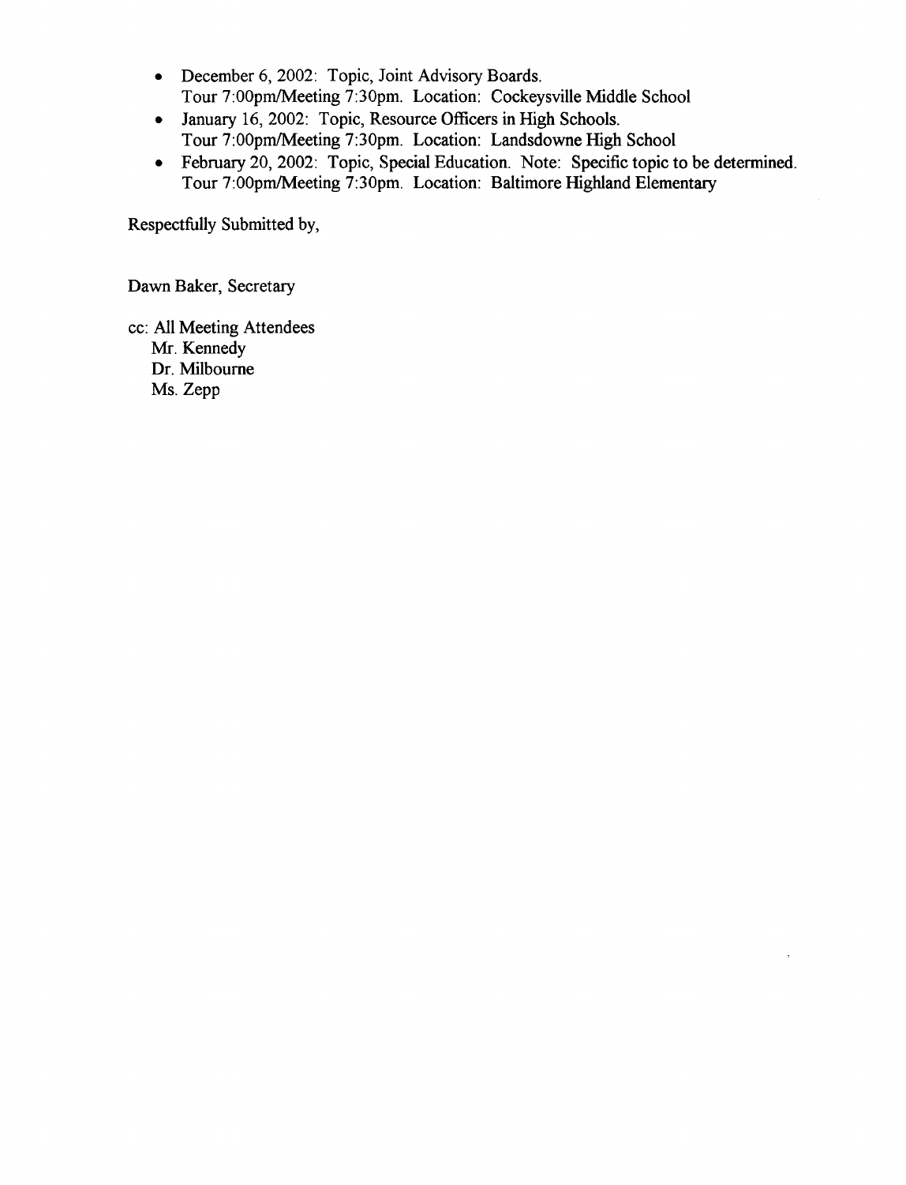- December 6, 2002: Topic, Joint Advisory Boards.
  Tour 7:00pm/Meeting 7:30pm. Location: Cockeysville Middle School
- January 16, 2002: Topic, Resource Officers in High Schools.
  Tour 7:00pm/Meeting 7:30pm. Location: Landsdowne High School
- February 20, 2002: Topic, Special Education. Note: Specific topic to be determined.
  Tour 7:00pm/Meeting 7:30pm. Location: Baltimore Highland Elementary

Respectfully Submitted by,

Dawn Baker, Secretary

cc: All Meeting Attendees
Mr. Kennedy
Dr. Milbourne
Ms. Zepp